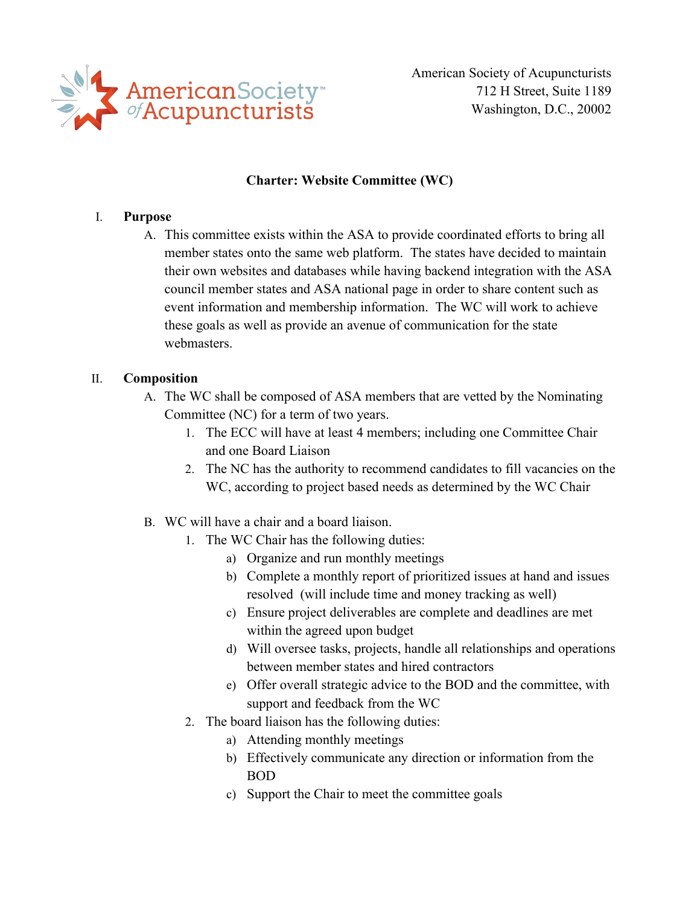American Society of Acupuncturists
712 H Street, Suite 1189
Washington, D.C., 20002

# Charter: Website Committee (WC)

I. **Purpose**

A. This committee exists within the ASA to provide coordinated efforts to bring all member states onto the same web platform. The states have decided to maintain their own websites and databases while having backend integration with the ASA council member states and ASA national page in order to share content such as event information and membership information. The WC will work to achieve these goals as well as provide an avenue of communication for the state webmasters.

II. **Composition**

A. The WC shall be composed of ASA members that are vetted by the Nominating Committee (NC) for a term of two years.

1. The ECC will have at least 4 members; including one Committee Chair and one Board Liaison
2. The NC has the authority to recommend candidates to fill vacancies on the WC, according to project based needs as determined by the WC Chair

B. WC will have a chair and a board liaison.

1. The WC Chair has the following duties:
   a) Organize and run monthly meetings
   b) Complete a monthly report of prioritized issues at hand and issues resolved (will include time and money tracking as well)
   c) Ensure project deliverables are complete and deadlines are met within the agreed upon budget
   d) Will oversee tasks, projects, handle all relationships and operations between member states and hired contractors
   e) Offer overall strategic advice to the BOD and the committee, with support and feedback from the WC
2. The board liaison has the following duties:
   a) Attending monthly meetings
   b) Effectively communicate any direction or information from the BOD
   c) Support the Chair to meet the committee goals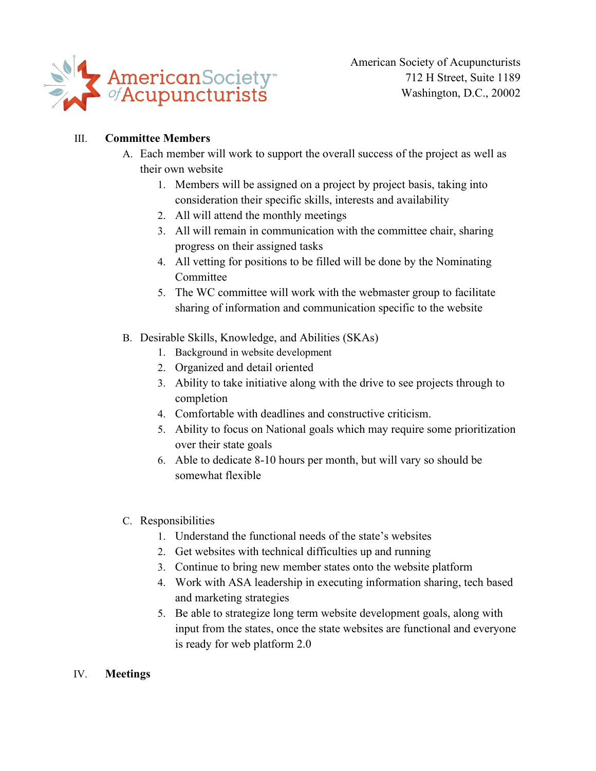American Society of Acupuncturists
712 H Street, Suite 1189
Washington, D.C., 20002

## III. Committee Members

A. Each member will work to support the overall success of the project as well as their own website

1. Members will be assigned on a project by project basis, taking into consideration their specific skills, interests and availability
2. All will attend the monthly meetings
3. All will remain in communication with the committee chair, sharing progress on their assigned tasks
4. All vetting for positions to be filled will be done by the Nominating Committee
5. The WC committee will work with the webmaster group to facilitate sharing of information and communication specific to the website

B. Desirable Skills, Knowledge, and Abilities (SKAs)

1. Background in website development
2. Organized and detail oriented
3. Ability to take initiative along with the drive to see projects through to completion
4. Comfortable with deadlines and constructive criticism.
5. Ability to focus on National goals which may require some prioritization over their state goals
6. Able to dedicate 8-10 hours per month, but will vary so should be somewhat flexible

C. Responsibilities

1. Understand the functional needs of the state's websites
2. Get websites with technical difficulties up and running
3. Continue to bring new member states onto the website platform
4. Work with ASA leadership in executing information sharing, tech based and marketing strategies
5. Be able to strategize long term website development goals, along with input from the states, once the state websites are functional and everyone is ready for web platform 2.0

## IV. Meetings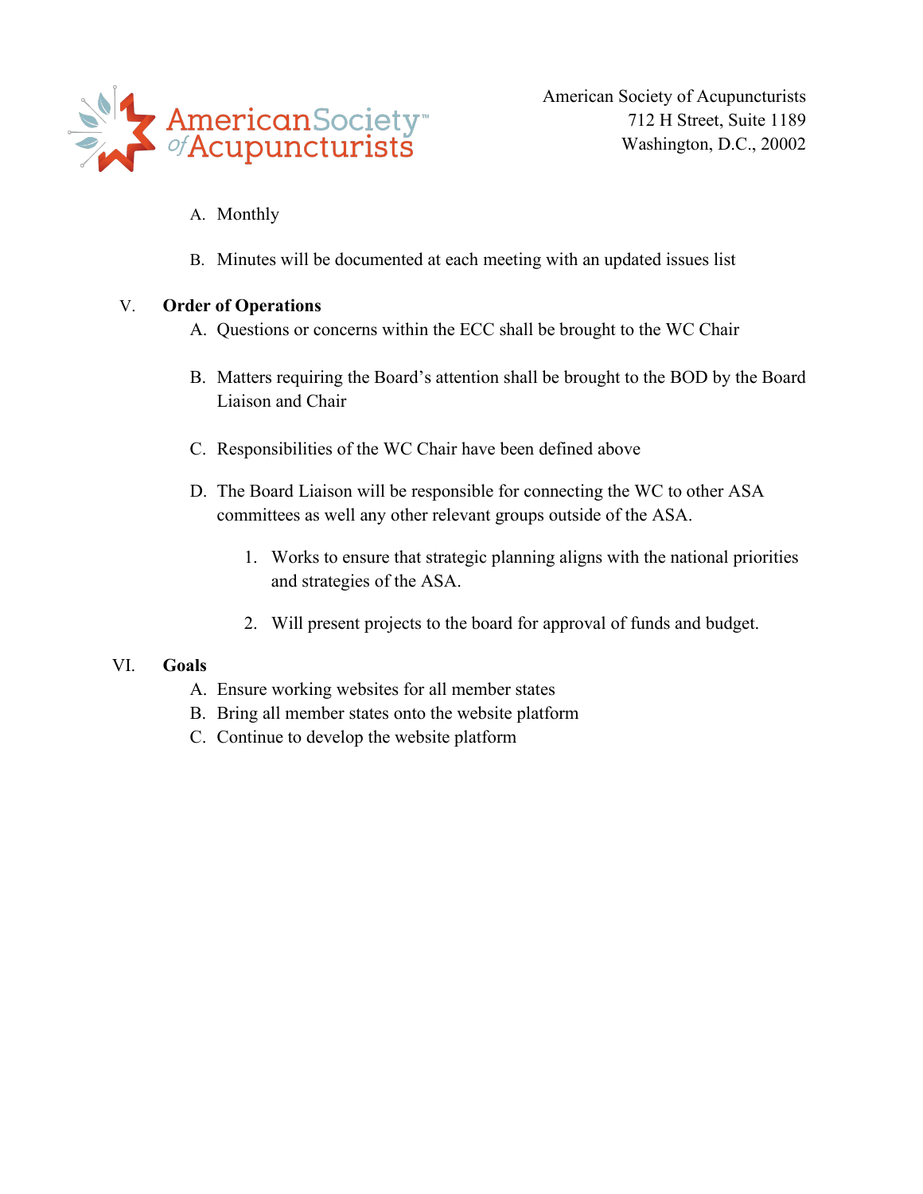A. Monthly

B. Minutes will be documented at each meeting with an updated issues list

V. **Order of Operations**

A. Questions or concerns within the ECC shall be brought to the WC Chair

B. Matters requiring the Board's attention shall be brought to the BOD by the Board Liaison and Chair

C. Responsibilities of the WC Chair have been defined above

D. The Board Liaison will be responsible for connecting the WC to other ASA committees as well any other relevant groups outside of the ASA.

1. Works to ensure that strategic planning aligns with the national priorities and strategies of the ASA.

2. Will present projects to the board for approval of funds and budget.

VI. **Goals**

A. Ensure working websites for all member states
B. Bring all member states onto the website platform
C. Continue to develop the website platform